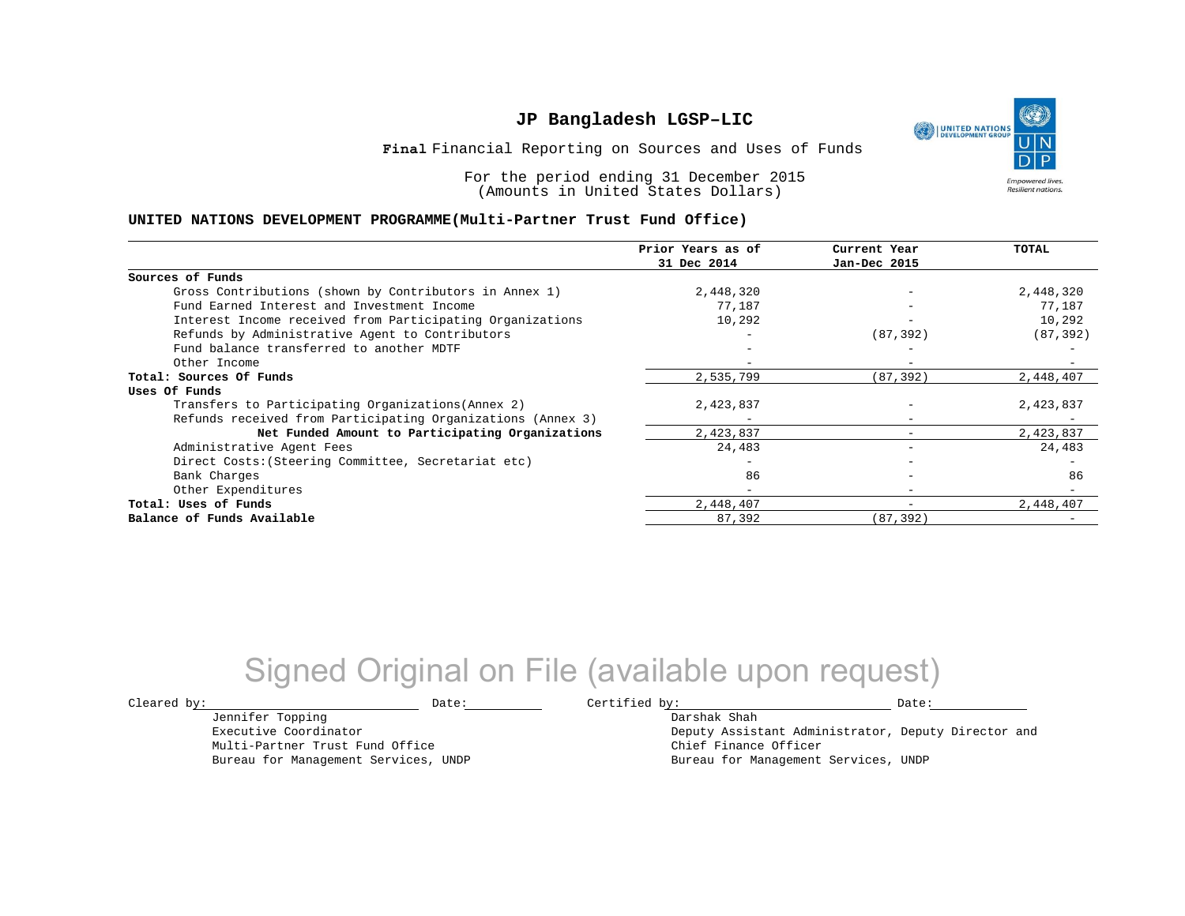# JP Bangladesh LGSP–LIC

**Final** Financial Reporting on Sources and Uses of Funds

For the period ending 31 December 2015
(Amounts in United States Dollars)

**UNITED NATIONS DEVELOPMENT PROGRAMME(Multi-Partner Trust Fund Office)**

| | Prior Years as of 31 Dec 2014 | Current Year Jan-Dec 2015 | TOTAL |
|---|---|---|---|
| **Sources of Funds** | | | |
| Gross Contributions (shown by Contributors in Annex 1) | 2,448,320 | - | 2,448,320 |
| Fund Earned Interest and Investment Income | 77,187 | - | 77,187 |
| Interest Income received from Participating Organizations | 10,292 | - | 10,292 |
| Refunds by Administrative Agent to Contributors | - | (87,392) | (87,392) |
| Fund balance transferred to another MDTF | - | - | - |
| Other Income | - | - | - |
| **Total: Sources Of Funds** | 2,535,799 | (87,392) | 2,448,407 |
| **Uses Of Funds** | | | |
| Transfers to Participating Organizations(Annex 2) | 2,423,837 | - | 2,423,837 |
| Refunds received from Participating Organizations (Annex 3) | - | - | - |
| **Net Funded Amount to Participating Organizations** | 2,423,837 | - | 2,423,837 |
| Administrative Agent Fees | 24,483 | - | 24,483 |
| Direct Costs:(Steering Committee, Secretariat etc) | - | - | - |
| Bank Charges | 86 | - | 86 |
| Other Expenditures | - | - | - |
| **Total: Uses of Funds** | 2,448,407 | - | 2,448,407 |
| **Balance of Funds Available** | 87,392 | (87,392) | - |

Signed Original on File (available upon request)

Cleared by: ______________________ Date: __________

Jennifer Topping
Executive Coordinator
Multi-Partner Trust Fund Office
Bureau for Management Services, UNDP

Certified by: ______________________ Date: __________

Darshak Shah
Deputy Assistant Administrator, Deputy Director and Chief Finance Officer
Bureau for Management Services, UNDP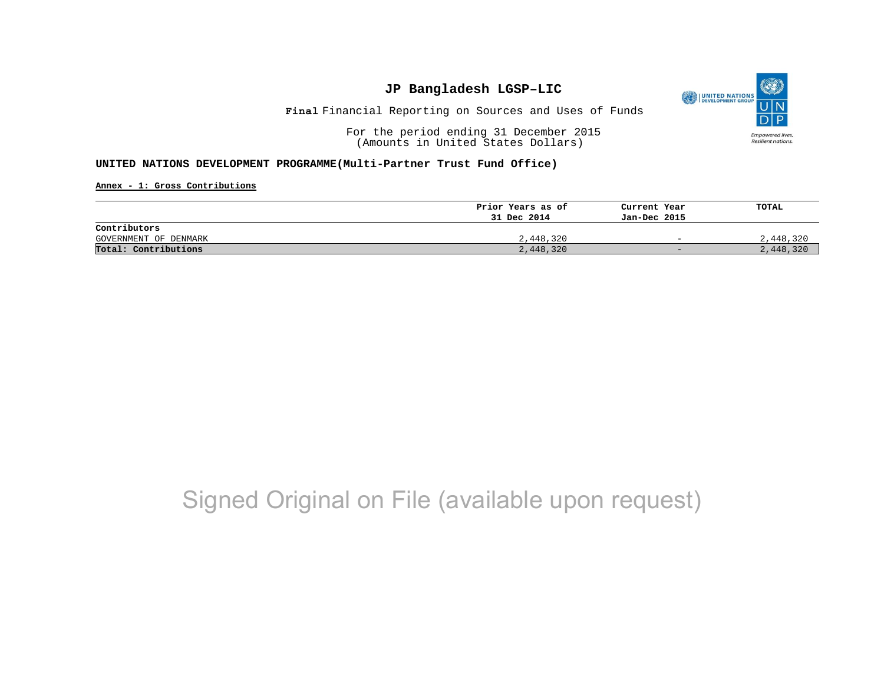# JP Bangladesh LGSP–LIC

**Final** Financial Reporting on Sources and Uses of Funds

For the period ending 31 December 2015
(Amounts in United States Dollars)

**UNITED NATIONS DEVELOPMENT PROGRAMME(Multi-Partner Trust Fund Office)**

**Annex - 1: Gross Contributions**

| | Prior Years as of 31 Dec 2014 | Current Year Jan-Dec 2015 | TOTAL |
|---|---|---|---|
| **Contributors** | | | |
| GOVERNMENT OF DENMARK | 2,448,320 | - | 2,448,320 |
| **Total: Contributions** | 2,448,320 | - | 2,448,320 |

Signed Original on File (available upon request)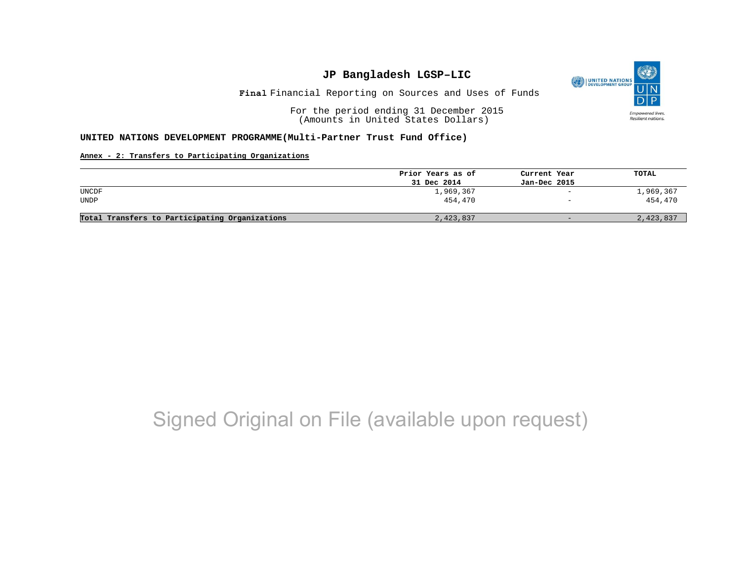# JP Bangladesh LGSP–LIC

**Final** Financial Reporting on Sources and Uses of Funds

For the period ending 31 December 2015
(Amounts in United States Dollars)

**UNITED NATIONS DEVELOPMENT PROGRAMME(Multi-Partner Trust Fund Office)**

**Annex - 2: Transfers to Participating Organizations**

| | Prior Years as of 31 Dec 2014 | Current Year Jan-Dec 2015 | TOTAL |
|---|---|---|---|
| UNCDF | 1,969,367 | - | 1,969,367 |
| UNDP | 454,470 | - | 454,470 |
| **Total Transfers to Participating Organizations** | 2,423,837 | - | 2,423,837 |

Signed Original on File (available upon request)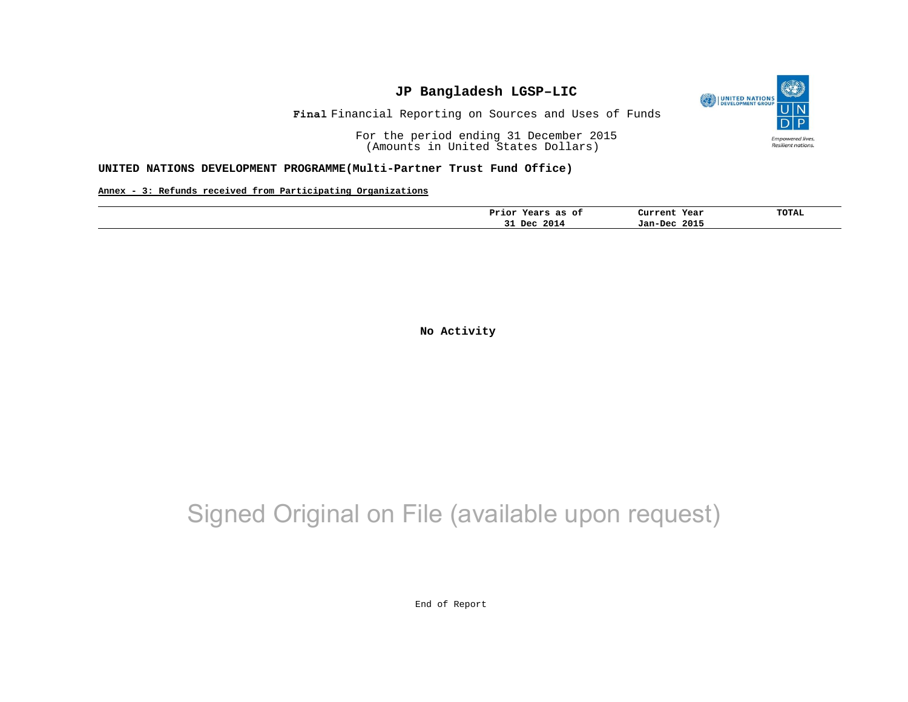# JP Bangladesh LGSP–LIC

**Final** Financial Reporting on Sources and Uses of Funds

For the period ending 31 December 2015
(Amounts in United States Dollars)

**UNITED NATIONS DEVELOPMENT PROGRAMME(Multi-Partner Trust Fund Office)**

**Annex - 3: Refunds received from Participating Organizations**

| | Prior Years as of 31 Dec 2014 | Current Year Jan-Dec 2015 | TOTAL |
|---|---|---|---|

**No Activity**

Signed Original on File (available upon request)

End of Report